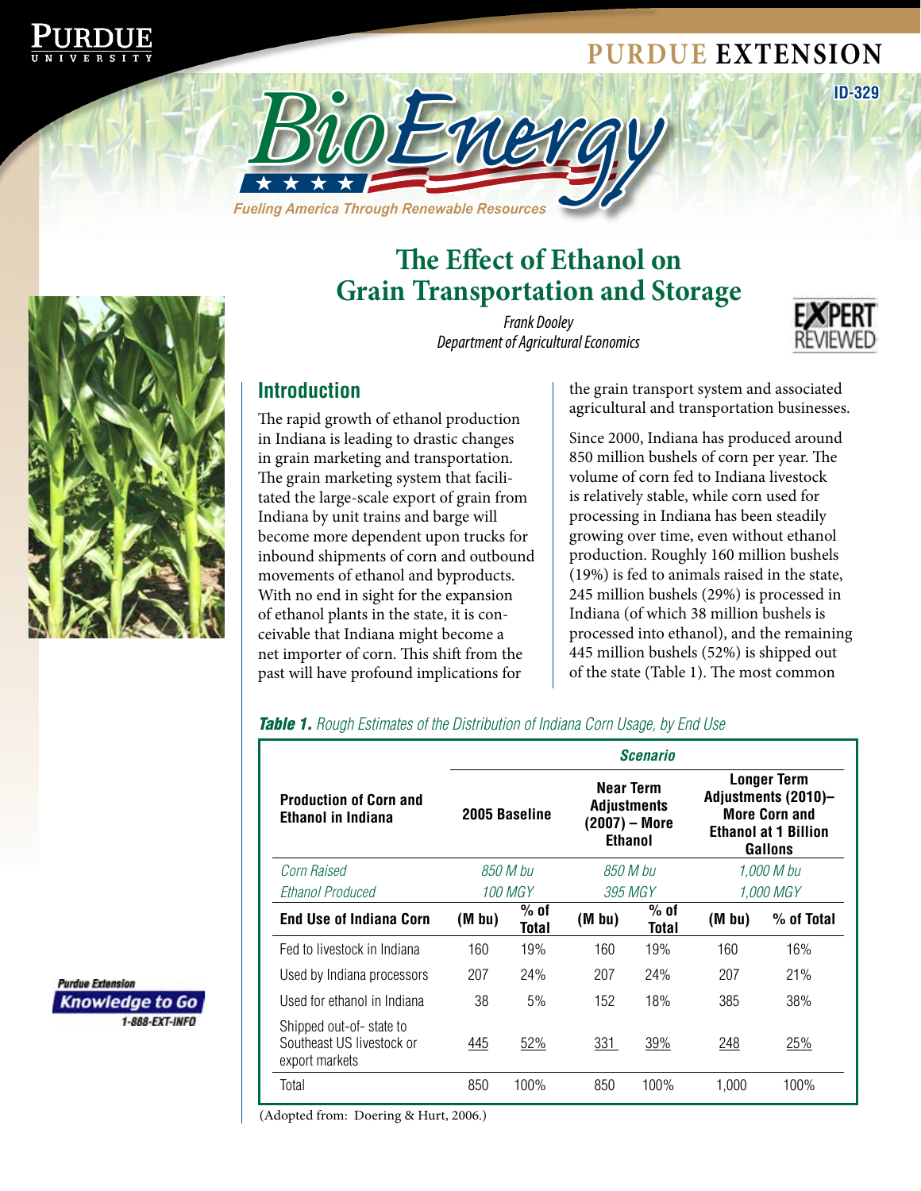PURDUE EXTENSION

ID-329

# BioEnergy

*Fueling America Through Renewable Resources*

# The Effect of Ethanol on Grain Transportation and Storage

*Frank Dooley*
*Department of Agricultural Economics*

## Introduction

The rapid growth of ethanol production in Indiana is leading to drastic changes in grain marketing and transportation. The grain marketing system that facilitated the large-scale export of grain from Indiana by unit trains and barge will become more dependent upon trucks for inbound shipments of corn and outbound movements of ethanol and byproducts. With no end in sight for the expansion of ethanol plants in the state, it is conceivable that Indiana might become a net importer of corn. This shift from the past will have profound implications for the grain transport system and associated agricultural and transportation businesses.

Since 2000, Indiana has produced around 850 million bushels of corn per year. The volume of corn fed to Indiana livestock is relatively stable, while corn used for processing in Indiana has been steadily growing over time, even without ethanol production. Roughly 160 million bushels (19%) is fed to animals raised in the state, 245 million bushels (29%) is processed in Indiana (of which 38 million bushels is processed into ethanol), and the remaining 445 million bushels (52%) is shipped out of the state (Table 1). The most common

***Table 1.*** *Rough Estimates of the Distribution of Indiana Corn Usage, by End Use*

| Production of Corn and Ethanol in Indiana | Scenario | | | | | |
|---|---|---|---|---|---|---|
| | 2005 Baseline | | Near Term Adjustments (2007) – More Ethanol | | Longer Term Adjustments (2010)– More Corn and Ethanol at 1 Billion Gallons | |
| *Corn Raised* | *850 M bu* | | *850 M bu* | | *1,000 M bu* | |
| *Ethanol Produced* | *100 MGY* | | *395 MGY* | | *1,000 MGY* | |
| **End Use of Indiana Corn** | **(M bu)** | **% of Total** | **(M bu)** | **% of Total** | **(M bu)** | **% of Total** |
| Fed to livestock in Indiana | 160 | 19% | 160 | 19% | 160 | 16% |
| Used by Indiana processors | 207 | 24% | 207 | 24% | 207 | 21% |
| Used for ethanol in Indiana | 38 | 5% | 152 | 18% | 385 | 38% |
| Shipped out-of- state to Southeast US livestock or export markets | 445 | 52% | 331 | 39% | 248 | 25% |
| Total | 850 | 100% | 850 | 100% | 1,000 | 100% |

(Adopted from: Doering & Hurt, 2006.)

Purdue Extension Knowledge to Go 1-888-EXT-INFO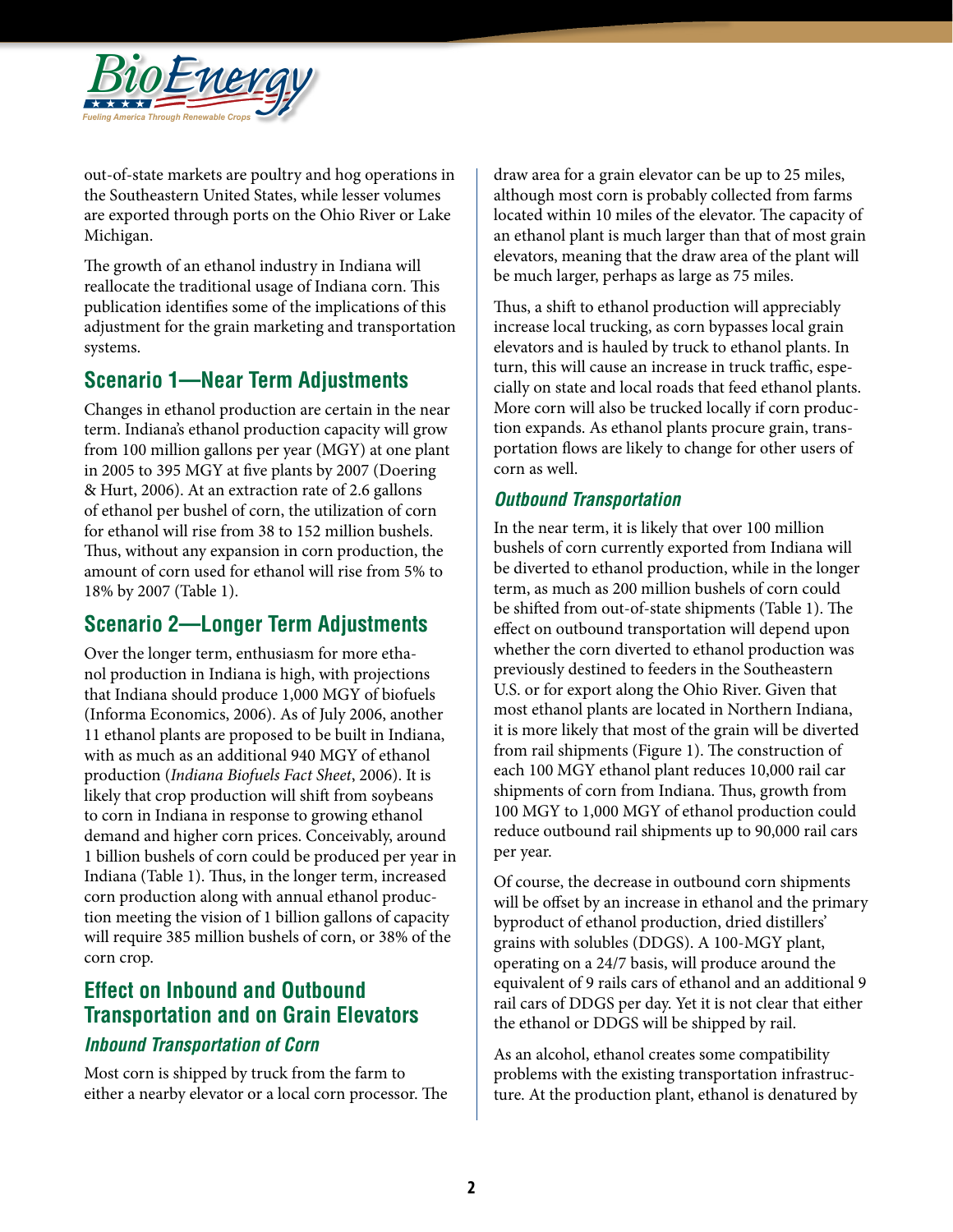out-of-state markets are poultry and hog operations in the Southeastern United States, while lesser volumes are exported through ports on the Ohio River or Lake Michigan.

The growth of an ethanol industry in Indiana will reallocate the traditional usage of Indiana corn. This publication identifies some of the implications of this adjustment for the grain marketing and transportation systems.

## Scenario 1—Near Term Adjustments

Changes in ethanol production are certain in the near term. Indiana's ethanol production capacity will grow from 100 million gallons per year (MGY) at one plant in 2005 to 395 MGY at five plants by 2007 (Doering & Hurt, 2006). At an extraction rate of 2.6 gallons of ethanol per bushel of corn, the utilization of corn for ethanol will rise from 38 to 152 million bushels. Thus, without any expansion in corn production, the amount of corn used for ethanol will rise from 5% to 18% by 2007 (Table 1).

## Scenario 2—Longer Term Adjustments

Over the longer term, enthusiasm for more ethanol production in Indiana is high, with projections that Indiana should produce 1,000 MGY of biofuels (Informa Economics, 2006). As of July 2006, another 11 ethanol plants are proposed to be built in Indiana, with as much as an additional 940 MGY of ethanol production (*Indiana Biofuels Fact Sheet*, 2006). It is likely that crop production will shift from soybeans to corn in Indiana in response to growing ethanol demand and higher corn prices. Conceivably, around 1 billion bushels of corn could be produced per year in Indiana (Table 1). Thus, in the longer term, increased corn production along with annual ethanol production meeting the vision of 1 billion gallons of capacity will require 385 million bushels of corn, or 38% of the corn crop.

## Effect on Inbound and Outbound Transportation and on Grain Elevators

### Inbound Transportation of Corn

Most corn is shipped by truck from the farm to either a nearby elevator or a local corn processor. The draw area for a grain elevator can be up to 25 miles, although most corn is probably collected from farms located within 10 miles of the elevator. The capacity of an ethanol plant is much larger than that of most grain elevators, meaning that the draw area of the plant will be much larger, perhaps as large as 75 miles.

Thus, a shift to ethanol production will appreciably increase local trucking, as corn bypasses local grain elevators and is hauled by truck to ethanol plants. In turn, this will cause an increase in truck traffic, especially on state and local roads that feed ethanol plants. More corn will also be trucked locally if corn production expands. As ethanol plants procure grain, transportation flows are likely to change for other users of corn as well.

### Outbound Transportation

In the near term, it is likely that over 100 million bushels of corn currently exported from Indiana will be diverted to ethanol production, while in the longer term, as much as 200 million bushels of corn could be shifted from out-of-state shipments (Table 1). The effect on outbound transportation will depend upon whether the corn diverted to ethanol production was previously destined to feeders in the Southeastern U.S. or for export along the Ohio River. Given that most ethanol plants are located in Northern Indiana, it is more likely that most of the grain will be diverted from rail shipments (Figure 1). The construction of each 100 MGY ethanol plant reduces 10,000 rail car shipments of corn from Indiana. Thus, growth from 100 MGY to 1,000 MGY of ethanol production could reduce outbound rail shipments up to 90,000 rail cars per year.

Of course, the decrease in outbound corn shipments will be offset by an increase in ethanol and the primary byproduct of ethanol production, dried distillers' grains with solubles (DDGS). A 100-MGY plant, operating on a 24/7 basis, will produce around the equivalent of 9 rails cars of ethanol and an additional 9 rail cars of DDGS per day. Yet it is not clear that either the ethanol or DDGS will be shipped by rail.

As an alcohol, ethanol creates some compatibility problems with the existing transportation infrastructure. At the production plant, ethanol is denatured by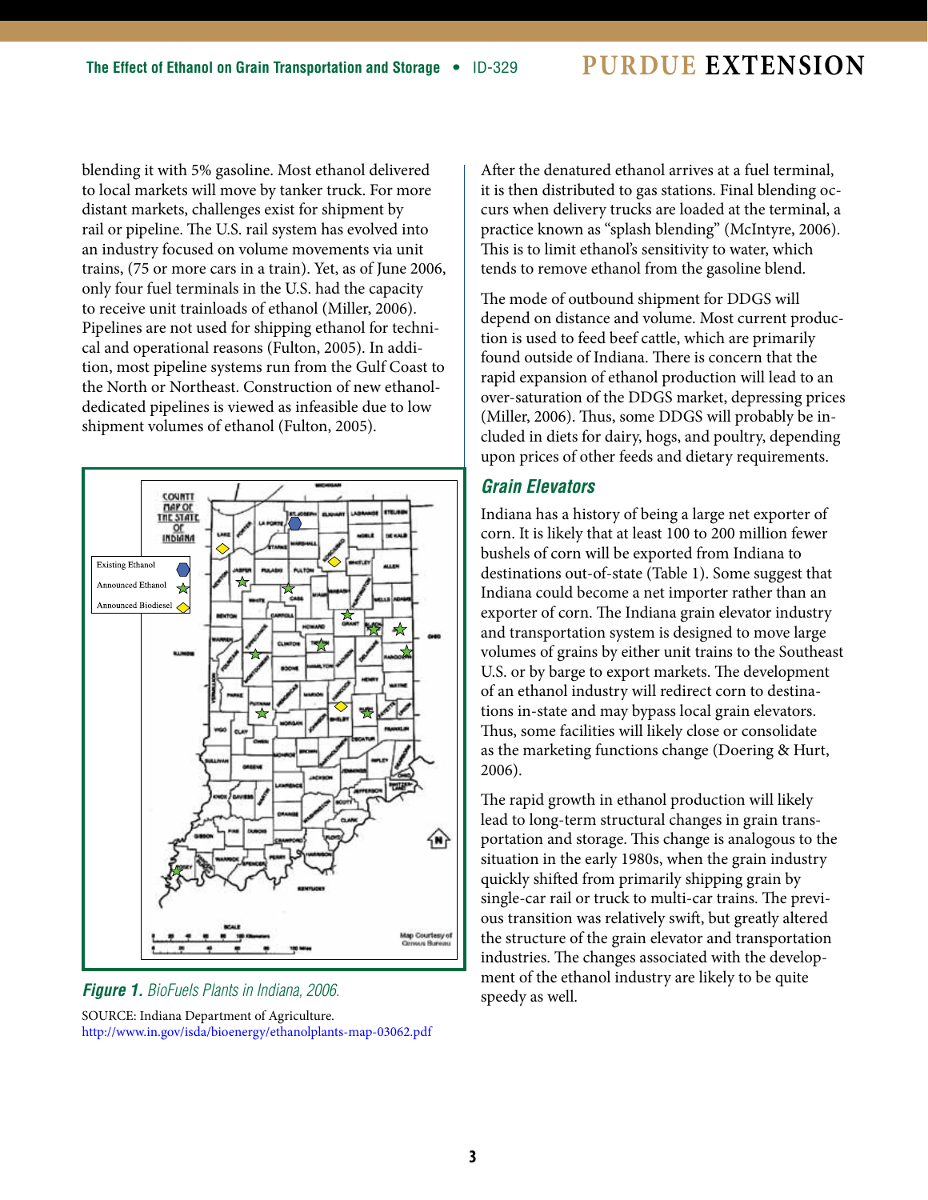blending it with 5% gasoline. Most ethanol delivered to local markets will move by tanker truck. For more distant markets, challenges exist for shipment by rail or pipeline. The U.S. rail system has evolved into an industry focused on volume movements via unit trains, (75 or more cars in a train). Yet, as of June 2006, only four fuel terminals in the U.S. had the capacity to receive unit trainloads of ethanol (Miller, 2006). Pipelines are not used for shipping ethanol for technical and operational reasons (Fulton, 2005). In addition, most pipeline systems run from the Gulf Coast to the North or Northeast. Construction of new ethanol-dedicated pipelines is viewed as infeasible due to low shipment volumes of ethanol (Fulton, 2005).

***Figure 1.*** *BioFuels Plants in Indiana, 2006.*

SOURCE: Indiana Department of Agriculture. http://www.in.gov/isda/bioenergy/ethanolplants-map-03062.pdf

After the denatured ethanol arrives at a fuel terminal, it is then distributed to gas stations. Final blending occurs when delivery trucks are loaded at the terminal, a practice known as "splash blending" (McIntyre, 2006). This is to limit ethanol's sensitivity to water, which tends to remove ethanol from the gasoline blend.

The mode of outbound shipment for DDGS will depend on distance and volume. Most current production is used to feed beef cattle, which are primarily found outside of Indiana. There is concern that the rapid expansion of ethanol production will lead to an over-saturation of the DDGS market, depressing prices (Miller, 2006). Thus, some DDGS will probably be included in diets for dairy, hogs, and poultry, depending upon prices of other feeds and dietary requirements.

## Grain Elevators

Indiana has a history of being a large net exporter of corn. It is likely that at least 100 to 200 million fewer bushels of corn will be exported from Indiana to destinations out-of-state (Table 1). Some suggest that Indiana could become a net importer rather than an exporter of corn. The Indiana grain elevator industry and transportation system is designed to move large volumes of grains by either unit trains to the Southeast U.S. or by barge to export markets. The development of an ethanol industry will redirect corn to destinations in-state and may bypass local grain elevators. Thus, some facilities will likely close or consolidate as the marketing functions change (Doering & Hurt, 2006).

The rapid growth in ethanol production will likely lead to long-term structural changes in grain transportation and storage. This change is analogous to the situation in the early 1980s, when the grain industry quickly shifted from primarily shipping grain by single-car rail or truck to multi-car trains. The previous transition was relatively swift, but greatly altered the structure of the grain elevator and transportation industries. The changes associated with the development of the ethanol industry are likely to be quite speedy as well.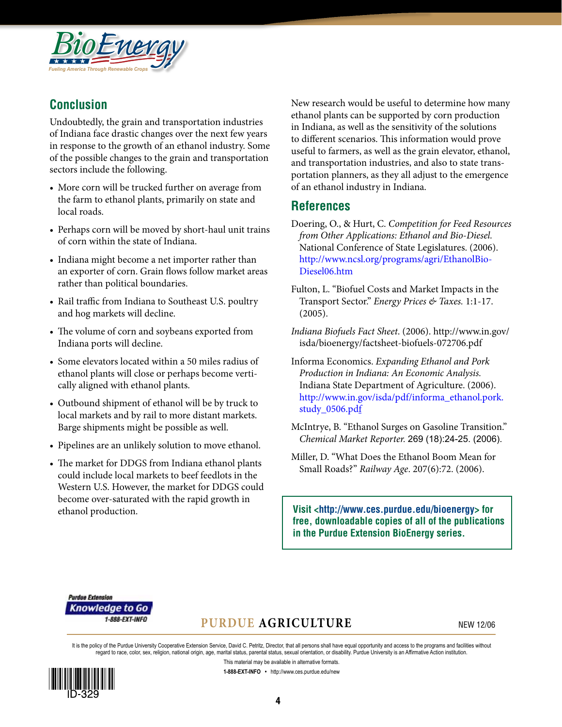## Conclusion

Undoubtedly, the grain and transportation industries of Indiana face drastic changes over the next few years in response to the growth of an ethanol industry. Some of the possible changes to the grain and transportation sectors include the following.

- More corn will be trucked further on average from the farm to ethanol plants, primarily on state and local roads.
- Perhaps corn will be moved by short-haul unit trains of corn within the state of Indiana.
- Indiana might become a net importer rather than an exporter of corn. Grain flows follow market areas rather than political boundaries.
- Rail traffic from Indiana to Southeast U.S. poultry and hog markets will decline.
- The volume of corn and soybeans exported from Indiana ports will decline.
- Some elevators located within a 50 miles radius of ethanol plants will close or perhaps become vertically aligned with ethanol plants.
- Outbound shipment of ethanol will be by truck to local markets and by rail to more distant markets. Barge shipments might be possible as well.
- Pipelines are an unlikely solution to move ethanol.
- The market for DDGS from Indiana ethanol plants could include local markets to beef feedlots in the Western U.S. However, the market for DDGS could become over-saturated with the rapid growth in ethanol production.

New research would be useful to determine how many ethanol plants can be supported by corn production in Indiana, as well as the sensitivity of the solutions to different scenarios. This information would prove useful to farmers, as well as the grain elevator, ethanol, and transportation industries, and also to state transportation planners, as they all adjust to the emergence of an ethanol industry in Indiana.

## References

Doering, O., & Hurt, C. *Competition for Feed Resources from Other Applications: Ethanol and Bio-Diesel.* National Conference of State Legislatures. (2006). http://www.ncsl.org/programs/agri/EthanolBio-Diesel06.htm

Fulton, L. "Biofuel Costs and Market Impacts in the Transport Sector." *Energy Prices & Taxes.* 1:1-17. (2005).

*Indiana Biofuels Fact Sheet*. (2006). http://www.in.gov/isda/bioenergy/factsheet-biofuels-072706.pdf

Informa Economics. *Expanding Ethanol and Pork Production in Indiana: An Economic Analysis.* Indiana State Department of Agriculture. (2006). http://www.in.gov/isda/pdf/informa_ethanol.pork.study_0506.pdf

McIntrye, B. "Ethanol Surges on Gasoline Transition." *Chemical Market Reporter.* 269 (18):24-25. (2006).

Miller, D. "What Does the Ethanol Boom Mean for Small Roads?" *Railway Age*. 207(6):72. (2006).

**Visit <http://www.ces.purdue.edu/bioenergy> for free, downloadable copies of all of the publications in the Purdue Extension BioEnergy series.**

PURDUE AGRICULTURE

NEW 12/06

It is the policy of the Purdue University Cooperative Extension Service, David C. Petritz, Director, that all persons shall have equal opportunity and access to the programs and facilities without regard to race, color, sex, religion, national origin, age, marital status, parental status, sexual orientation, or disability. Purdue University is an Affirmative Action institution.

This material may be available in alternative formats.

1-888-EXT-INFO • http://www.ces.purdue.edu/new

ID-329